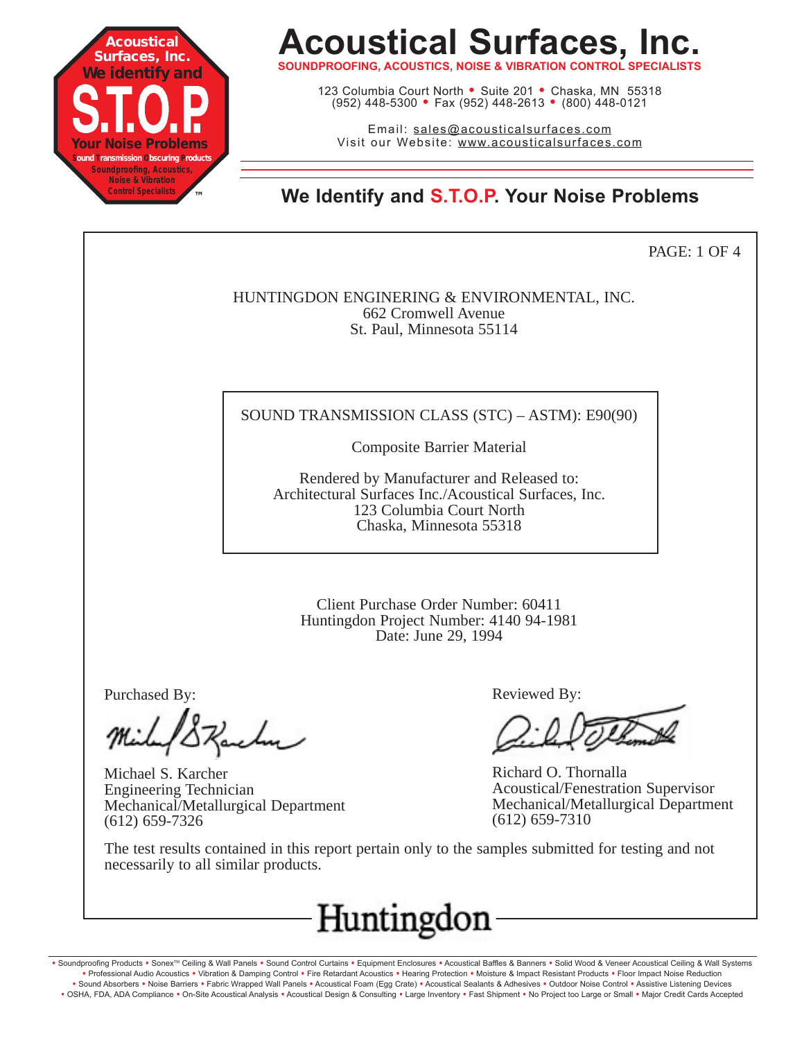# Acoustical Surfaces, Inc.

**SOUNDPROOFING, ACOUSTICS, NOISE & VIBRATION CONTROL SPECIALISTS**

123 Columbia Court North • Suite 201 • Chaska, MN 55318
(952) 448-5300 • Fax (952) 448-2613 • (800) 448-0121

Email: sales@acousticalsurfaces.com
Visit our Website: www.acousticalsurfaces.com

## We Identify and S.T.O.P. Your Noise Problems

HUNTINGDON ENGINERING & ENVIRONMENTAL, INC.
662 Cromwell Avenue
St. Paul, Minnesota 55114

SOUND TRANSMISSION CLASS (STC) – ASTM): E90(90)

Composite Barrier Material

Rendered by Manufacturer and Released to:
Architectural Surfaces Inc./Acoustical Surfaces, Inc.
123 Columbia Court North
Chaska, Minnesota 55318

Client Purchase Order Number: 60411
Huntingdon Project Number: 4140 94-1981
Date: June 29, 1994

Purchased By:

Michael S. Karcher
Engineering Technician
Mechanical/Metallurgical Department
(612) 659-7326

Reviewed By:

Richard O. Thornalla
Acoustical/Fenestration Supervisor
Mechanical/Metallurgical Department
(612) 659-7310

The test results contained in this report pertain only to the samples submitted for testing and not necessarily to all similar products.

Huntingdon

• Soundproofing Products • Sonex™ Ceiling & Wall Panels • Sound Control Curtains • Equipment Enclosures • Acoustical Baffles & Banners • Solid Wood & Veneer Acoustical Ceiling & Wall Systems • Professional Audio Acoustics • Vibration & Damping Control • Fire Retardant Acoustics • Hearing Protection • Moisture & Impact Resistant Products • Floor Impact Noise Reduction • Sound Absorbers • Noise Barriers • Fabric Wrapped Wall Panels • Acoustical Foam (Egg Crate) • Acoustical Sealants & Adhesives • Outdoor Noise Control • Assistive Listening Devices • OSHA, FDA, ADA Compliance • On-Site Acoustical Analysis • Acoustical Design & Consulting • Large Inventory • Fast Shipment • No Project too Large or Small • Major Credit Cards Accepted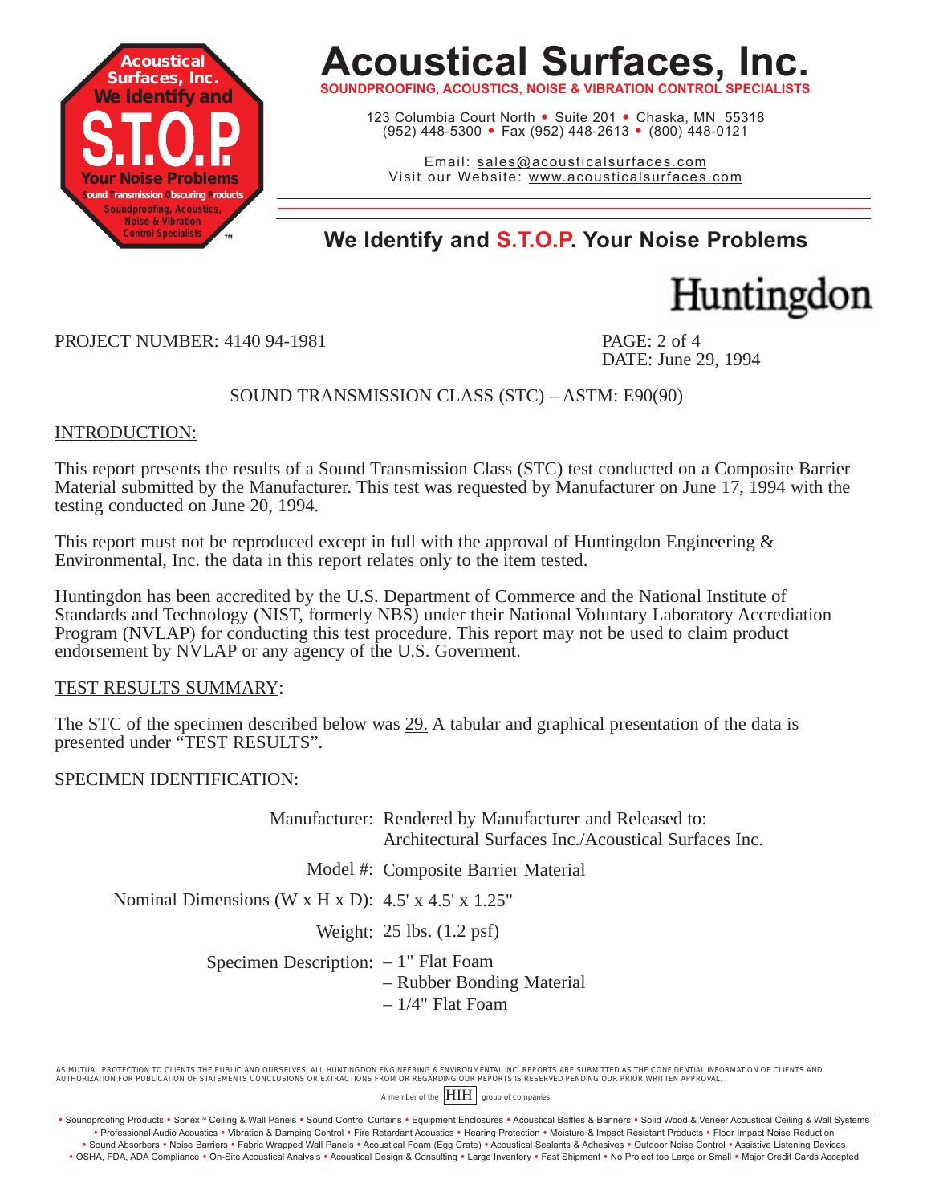PROJECT NUMBER: 4140 94-1981

DATE: June 29, 1994

## SOUND TRANSMISSION CLASS (STC) – ASTM: E90(90)

### INTRODUCTION:

This report presents the results of a Sound Transmission Class (STC) test conducted on a Composite Barrier Material submitted by the Manufacturer. This test was requested by Manufacturer on June 17, 1994 with the testing conducted on June 20, 1994.

This report must not be reproduced except in full with the approval of Huntingdon Engineering & Environmental, Inc. the data in this report relates only to the item tested.

Huntingdon has been accredited by the U.S. Department of Commerce and the National Institute of Standards and Technology (NIST, formerly NBS) under their National Voluntary Laboratory Accrediation Program (NVLAP) for conducting this test procedure. This report may not be used to claim product endorsement by NVLAP or any agency of the U.S. Goverment.

### TEST RESULTS SUMMARY:

The STC of the specimen described below was 29. A tabular and graphical presentation of the data is presented under "TEST RESULTS".

### SPECIMEN IDENTIFICATION:

| | |
|---|---|
| Manufacturer: | Rendered by Manufacturer and Released to: Architectural Surfaces Inc./Acoustical Surfaces Inc. |
| Model #: | Composite Barrier Material |
| Nominal Dimensions (W x H x D): | 4.5' x 4.5' x 1.25" |
| Weight: | 25 lbs. (1.2 psf) |
| Specimen Description: | – 1" Flat Foam<br>– Rubber Bonding Material<br>– 1/4" Flat Foam |

AS MUTUAL PROTECTION TO CLIENTS THE PUBLIC AND OURSELVES, ALL HUNTINGDON ENGINEERING & ENVIRONMENTAL INC. REPORTS ARE SUBMITTED AS THE CONFIDENTIAL INFORMATION OF CLIENTS AND AUTHORIZATION FOR PUBLICATION OF STATEMENTS CONCLUSIONS OR EXTRACTIONS FROM OR REGARDING OUR REPORTS IS RESERVED PENDING OUR PRIOR WRITTEN APPROVAL.

A member of the HIH group of companies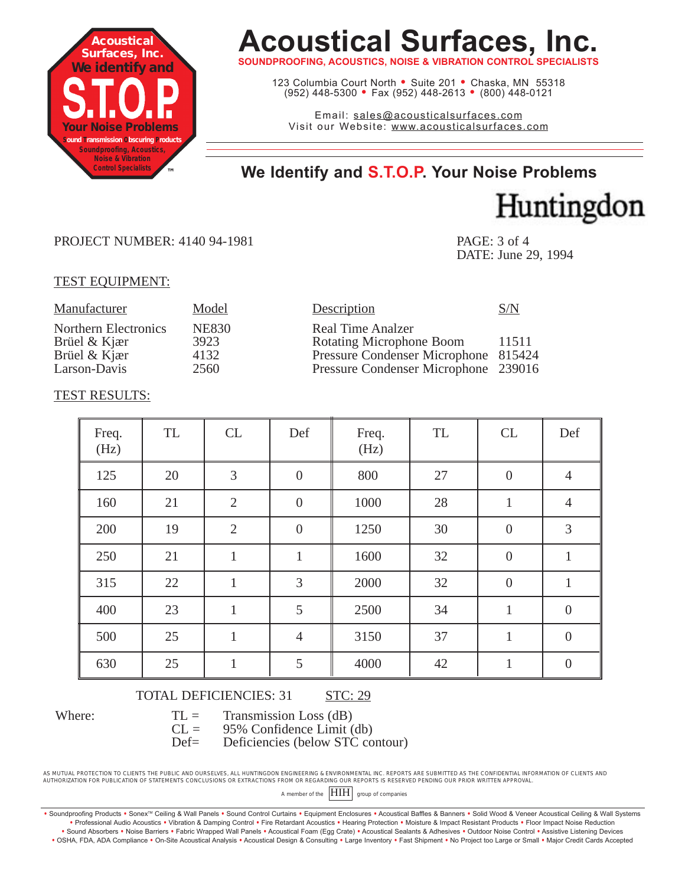# Acoustical Surfaces, Inc.

**SOUNDPROOFING, ACOUSTICS, NOISE & VIBRATION CONTROL SPECIALISTS**

123 Columbia Court North • Suite 201 • Chaska, MN 55318
(952) 448-5300 • Fax (952) 448-2613 • (800) 448-0121

Email: sales@acousticalsurfaces.com
Visit our Website: www.acousticalsurfaces.com

## We Identify and S.T.O.P. Your Noise Problems

Huntingdon

PROJECT NUMBER: 4140 94-1981

PAGE: 3 of 4
DATE: June 29, 1994

TEST EQUIPMENT:

| Manufacturer | Model | Description | S/N |
|---|---|---|---|
| Northern Electronics | NE830 | Real Time Analzer | |
| Brüel & Kjær | 3923 | Rotating Microphone Boom | 11511 |
| Brüel & Kjær | 4132 | Pressure Condenser Microphone | 815424 |
| Larson-Davis | 2560 | Pressure Condenser Microphone | 239016 |

TEST RESULTS:

| Freq. (Hz) | TL | CL | Def | Freq. (Hz) | TL | CL | Def |
|---|---|---|---|---|---|---|---|
| 125 | 20 | 3 | 0 | 800 | 27 | 0 | 4 |
| 160 | 21 | 2 | 0 | 1000 | 28 | 1 | 4 |
| 200 | 19 | 2 | 0 | 1250 | 30 | 0 | 3 |
| 250 | 21 | 1 | 1 | 1600 | 32 | 0 | 1 |
| 315 | 22 | 1 | 3 | 2000 | 32 | 0 | 1 |
| 400 | 23 | 1 | 5 | 2500 | 34 | 1 | 0 |
| 500 | 25 | 1 | 4 | 3150 | 37 | 1 | 0 |
| 630 | 25 | 1 | 5 | 4000 | 42 | 1 | 0 |

TOTAL DEFICIENCIES: 31 STC: 29

Where:
- TL = Transmission Loss (dB)
- CL = 95% Confidence Limit (db)
- Def= Deficiencies (below STC contour)

AS MUTUAL PROTECTION TO CLIENTS THE PUBLIC AND OURSELVES, ALL HUNTINGDON ENGINEERING & ENVIRONMENTAL INC. REPORTS ARE SUBMITTED AS THE CONFIDENTIAL INFORMATION OF CLIENTS AND AUTHORIZATION FOR PUBLICATION OF STATEMENTS CONCLUSIONS OR EXTRACTIONS FROM OR REGARDING OUR REPORTS IS RESERVED PENDING OUR PRIOR WRITTEN APPROVAL.

A member of the HIH group of companies

• Soundproofing Products • Sonex™ Ceiling & Wall Panels • Sound Control Curtains • Equipment Enclosures • Acoustical Baffles & Banners • Solid Wood & Veneer Acoustical Ceiling & Wall Systems • Professional Audio Acoustics • Vibration & Damping Control • Fire Retardant Acoustics • Hearing Protection • Moisture & Impact Resistant Products • Floor Impact Noise Reduction • Sound Absorbers • Noise Barriers • Fabric Wrapped Wall Panels • Acoustical Foam (Egg Crate) • Acoustical Sealants & Adhesives • Outdoor Noise Control • Assistive Listening Devices • OSHA, FDA, ADA Compliance • On-Site Acoustical Analysis • Acoustical Design & Consulting • Large Inventory • Fast Shipment • No Project too Large or Small • Major Credit Cards Accepted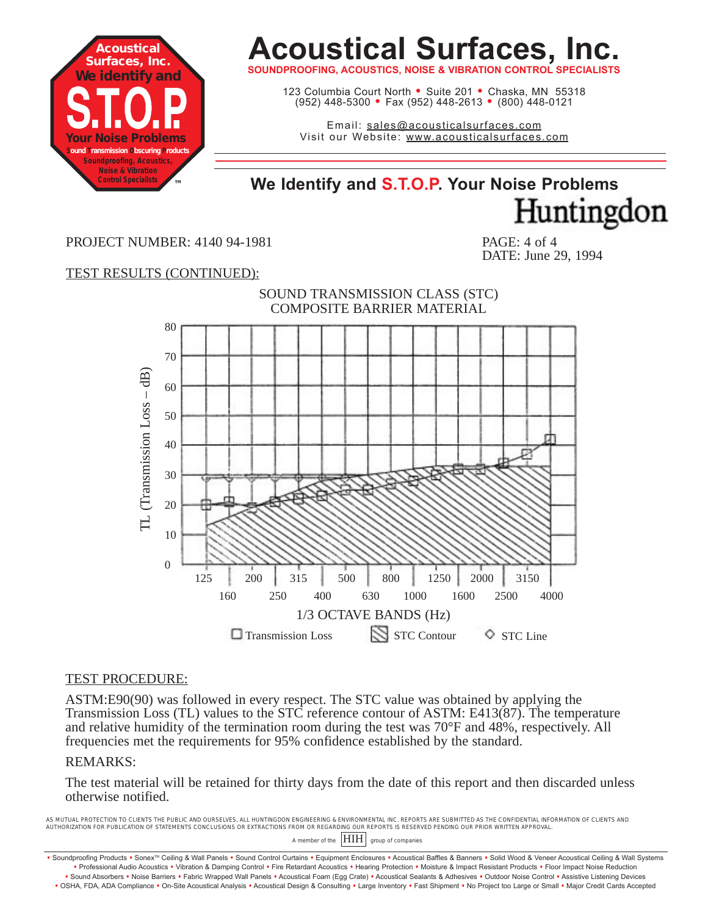# Acoustical Surfaces, Inc.

**SOUNDPROOFING, ACOUSTICS, NOISE & VIBRATION CONTROL SPECIALISTS**

123 Columbia Court North • Suite 201 • Chaska, MN 55318
(952) 448-5300 • Fax (952) 448-2613 • (800) 448-0121

Email: sales@acousticalsurfaces.com
Visit our Website: www.acousticalsurfaces.com

## We Identify and S.T.O.P. Your Noise Problems

Huntingdon

PROJECT NUMBER: 4140 94-1981

PAGE: 4 of 4
DATE: June 29, 1994

TEST RESULTS (CONTINUED):

SOUND TRANSMISSION CLASS (STC)
COMPOSITE BARRIER MATERIAL

TL (Transmission Loss – dB)

80
70
60
50
40
30
20
10
0

125 160 200 250 315 400 500 630 800 1000 1250 1600 2000 2500 3150 4000

1/3 OCTAVE BANDS (Hz)

Transmission Loss   STC Contour   STC Line

TEST PROCEDURE:

ASTM:E90(90) was followed in every respect. The STC value was obtained by applying the Transmission Loss (TL) values to the STC reference contour of ASTM: E413(87). The temperature and relative humidity of the termination room during the test was 70°F and 48%, respectively. All frequencies met the requirements for 95% confidence established by the standard.

REMARKS:

The test material will be retained for thirty days from the date of this report and then discarded unless otherwise notified.

AS MUTUAL PROTECTION TO CLIENTS THE PUBLIC AND OURSELVES, ALL HUNTINGDON ENGINEERING & ENVIRONMENTAL INC. REPORTS ARE SUBMITTED AS THE CONFIDENTIAL INFORMATION OF CLIENTS AND AUTHORIZATION FOR PUBLICATION OF STATEMENTS CONCLUSIONS OR EXTRACTIONS FROM OR REGARDING OUR REPORTS IS RESERVED PENDING OUR PRIOR WRITTEN APPROVAL.

A member of the HIH group of companies

• Soundproofing Products • Sonex™ Ceiling & Wall Panels • Sound Control Curtains • Equipment Enclosures • Acoustical Baffles & Banners • Solid Wood & Veneer Acoustical Ceiling & Wall Systems • Professional Audio Acoustics • Vibration & Damping Control • Fire Retardant Acoustics • Hearing Protection • Moisture & Impact Resistant Products • Floor Impact Noise Reduction • Sound Absorbers • Noise Barriers • Fabric Wrapped Wall Panels • Acoustical Foam (Egg Crate) • Acoustical Sealants & Adhesives • Outdoor Noise Control • Assistive Listening Devices • OSHA, FDA, ADA Compliance • On-Site Acoustical Analysis • Acoustical Design & Consulting • Large Inventory • Fast Shipment • No Project too Large or Small • Major Credit Cards Accepted